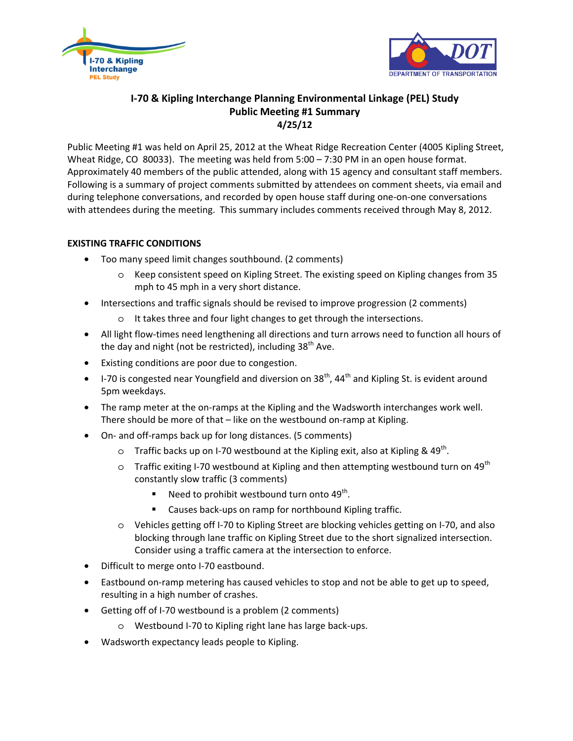# I-70 & Kipling Interchange Planning Environmental Linkage (PEL) Study

## Public Meeting #1 Summary

### 4/25/12

Public Meeting #1 was held on April 25, 2012 at the Wheat Ridge Recreation Center (4005 Kipling Street, Wheat Ridge, CO 80033). The meeting was held from 5:00 – 7:30 PM in an open house format. Approximately 40 members of the public attended, along with 15 agency and consultant staff members. Following is a summary of project comments submitted by attendees on comment sheets, via email and during telephone conversations, and recorded by open house staff during one-on-one conversations with attendees during the meeting. This summary includes comments received through May 8, 2012.

**EXISTING TRAFFIC CONDITIONS**

- Too many speed limit changes southbound. (2 comments)
  - Keep consistent speed on Kipling Street. The existing speed on Kipling changes from 35 mph to 45 mph in a very short distance.
- Intersections and traffic signals should be revised to improve progression (2 comments)
  - It takes three and four light changes to get through the intersections.
- All light flow-times need lengthening all directions and turn arrows need to function all hours of the day and night (not be restricted), including 38th Ave.
- Existing conditions are poor due to congestion.
- I-70 is congested near Youngfield and diversion on 38th, 44th and Kipling St. is evident around 5pm weekdays.
- The ramp meter at the on-ramps at the Kipling and the Wadsworth interchanges work well. There should be more of that – like on the westbound on-ramp at Kipling.
- On- and off-ramps back up for long distances. (5 comments)
  - Traffic backs up on I-70 westbound at the Kipling exit, also at Kipling & 49th.
  - Traffic exiting I-70 westbound at Kipling and then attempting westbound turn on 49th constantly slow traffic (3 comments)
    - Need to prohibit westbound turn onto 49th.
    - Causes back-ups on ramp for northbound Kipling traffic.
  - Vehicles getting off I-70 to Kipling Street are blocking vehicles getting on I-70, and also blocking through lane traffic on Kipling Street due to the short signalized intersection. Consider using a traffic camera at the intersection to enforce.
- Difficult to merge onto I-70 eastbound.
- Eastbound on-ramp metering has caused vehicles to stop and not be able to get up to speed, resulting in a high number of crashes.
- Getting off of I-70 westbound is a problem (2 comments)
  - Westbound I-70 to Kipling right lane has large back-ups.
- Wadsworth expectancy leads people to Kipling.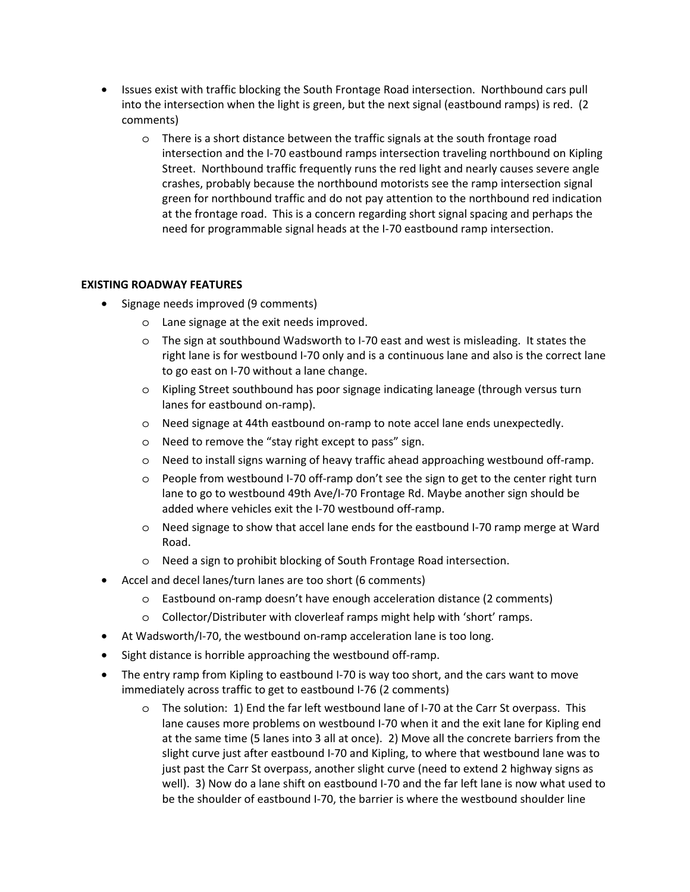- Issues exist with traffic blocking the South Frontage Road intersection. Northbound cars pull into the intersection when the light is green, but the next signal (eastbound ramps) is red. (2 comments)
  - There is a short distance between the traffic signals at the south frontage road intersection and the I-70 eastbound ramps intersection traveling northbound on Kipling Street. Northbound traffic frequently runs the red light and nearly causes severe angle crashes, probably because the northbound motorists see the ramp intersection signal green for northbound traffic and do not pay attention to the northbound red indication at the frontage road. This is a concern regarding short signal spacing and perhaps the need for programmable signal heads at the I-70 eastbound ramp intersection.

**EXISTING ROADWAY FEATURES**

- Signage needs improved (9 comments)
  - Lane signage at the exit needs improved.
  - The sign at southbound Wadsworth to I-70 east and west is misleading. It states the right lane is for westbound I-70 only and is a continuous lane and also is the correct lane to go east on I-70 without a lane change.
  - Kipling Street southbound has poor signage indicating laneage (through versus turn lanes for eastbound on-ramp).
  - Need signage at 44th eastbound on-ramp to note accel lane ends unexpectedly.
  - Need to remove the "stay right except to pass" sign.
  - Need to install signs warning of heavy traffic ahead approaching westbound off-ramp.
  - People from westbound I-70 off-ramp don't see the sign to get to the center right turn lane to go to westbound 49th Ave/I-70 Frontage Rd. Maybe another sign should be added where vehicles exit the I-70 westbound off-ramp.
  - Need signage to show that accel lane ends for the eastbound I-70 ramp merge at Ward Road.
  - Need a sign to prohibit blocking of South Frontage Road intersection.
- Accel and decel lanes/turn lanes are too short (6 comments)
  - Eastbound on-ramp doesn't have enough acceleration distance (2 comments)
  - Collector/Distributer with cloverleaf ramps might help with 'short' ramps.
- At Wadsworth/I-70, the westbound on-ramp acceleration lane is too long.
- Sight distance is horrible approaching the westbound off-ramp.
- The entry ramp from Kipling to eastbound I-70 is way too short, and the cars want to move immediately across traffic to get to eastbound I-76 (2 comments)
  - The solution: 1) End the far left westbound lane of I-70 at the Carr St overpass. This lane causes more problems on westbound I-70 when it and the exit lane for Kipling end at the same time (5 lanes into 3 all at once). 2) Move all the concrete barriers from the slight curve just after eastbound I-70 and Kipling, to where that westbound lane was to just past the Carr St overpass, another slight curve (need to extend 2 highway signs as well). 3) Now do a lane shift on eastbound I-70 and the far left lane is now what used to be the shoulder of eastbound I-70, the barrier is where the westbound shoulder line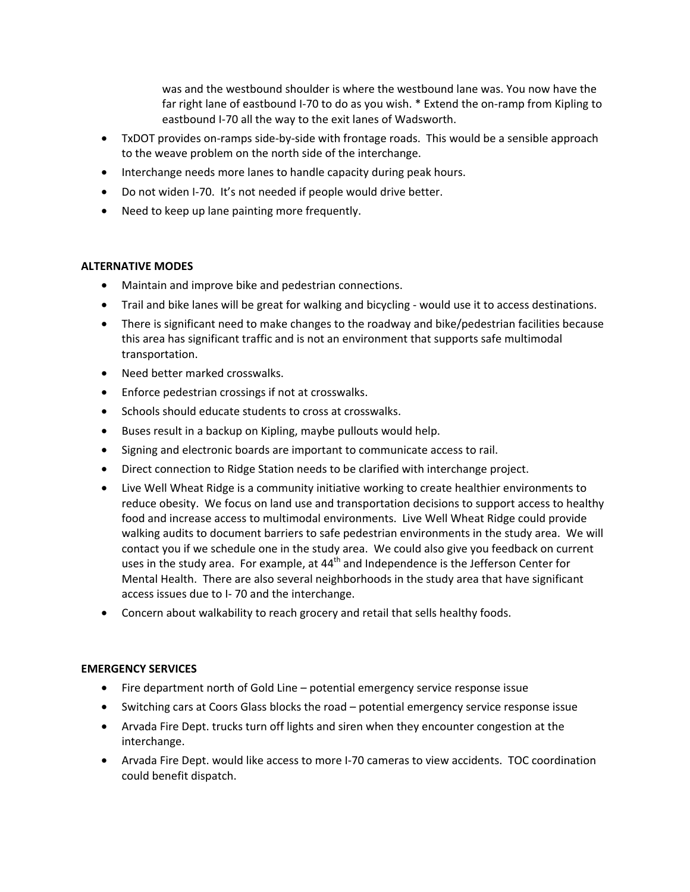was and the westbound shoulder is where the westbound lane was. You now have the far right lane of eastbound I-70 to do as you wish. * Extend the on-ramp from Kipling to eastbound I-70 all the way to the exit lanes of Wadsworth.

- TxDOT provides on-ramps side-by-side with frontage roads. This would be a sensible approach to the weave problem on the north side of the interchange.
- Interchange needs more lanes to handle capacity during peak hours.
- Do not widen I-70. It's not needed if people would drive better.
- Need to keep up lane painting more frequently.

**ALTERNATIVE MODES**

- Maintain and improve bike and pedestrian connections.
- Trail and bike lanes will be great for walking and bicycling - would use it to access destinations.
- There is significant need to make changes to the roadway and bike/pedestrian facilities because this area has significant traffic and is not an environment that supports safe multimodal transportation.
- Need better marked crosswalks.
- Enforce pedestrian crossings if not at crosswalks.
- Schools should educate students to cross at crosswalks.
- Buses result in a backup on Kipling, maybe pullouts would help.
- Signing and electronic boards are important to communicate access to rail.
- Direct connection to Ridge Station needs to be clarified with interchange project.
- Live Well Wheat Ridge is a community initiative working to create healthier environments to reduce obesity. We focus on land use and transportation decisions to support access to healthy food and increase access to multimodal environments. Live Well Wheat Ridge could provide walking audits to document barriers to safe pedestrian environments in the study area. We will contact you if we schedule one in the study area. We could also give you feedback on current uses in the study area. For example, at 44th and Independence is the Jefferson Center for Mental Health. There are also several neighborhoods in the study area that have significant access issues due to I- 70 and the interchange.
- Concern about walkability to reach grocery and retail that sells healthy foods.

**EMERGENCY SERVICES**

- Fire department north of Gold Line – potential emergency service response issue
- Switching cars at Coors Glass blocks the road – potential emergency service response issue
- Arvada Fire Dept. trucks turn off lights and siren when they encounter congestion at the interchange.
- Arvada Fire Dept. would like access to more I-70 cameras to view accidents. TOC coordination could benefit dispatch.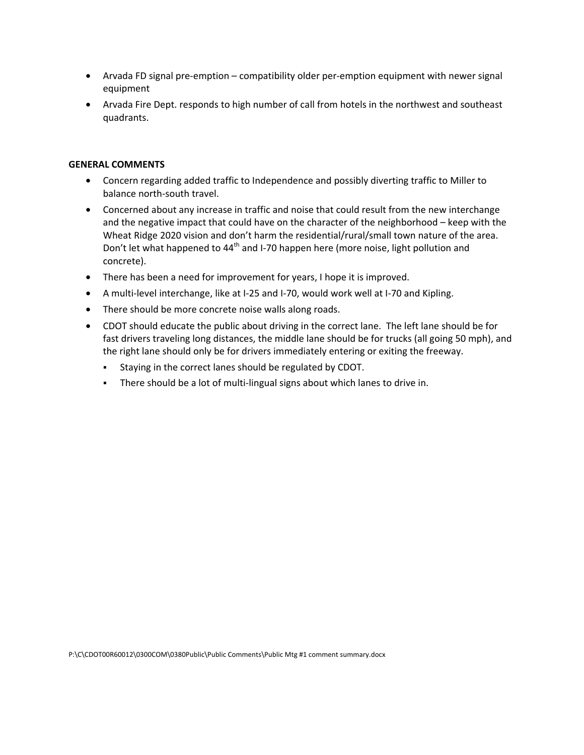- Arvada FD signal pre-emption – compatibility older per-emption equipment with newer signal equipment
- Arvada Fire Dept. responds to high number of call from hotels in the northwest and southeast quadrants.

**GENERAL COMMENTS**

- Concern regarding added traffic to Independence and possibly diverting traffic to Miller to balance north-south travel.
- Concerned about any increase in traffic and noise that could result from the new interchange and the negative impact that could have on the character of the neighborhood – keep with the Wheat Ridge 2020 vision and don't harm the residential/rural/small town nature of the area. Don't let what happened to 44th and I-70 happen here (more noise, light pollution and concrete).
- There has been a need for improvement for years, I hope it is improved.
- A multi-level interchange, like at I-25 and I-70, would work well at I-70 and Kipling.
- There should be more concrete noise walls along roads.
- CDOT should educate the public about driving in the correct lane. The left lane should be for fast drivers traveling long distances, the middle lane should be for trucks (all going 50 mph), and the right lane should only be for drivers immediately entering or exiting the freeway.
  - Staying in the correct lanes should be regulated by CDOT.
  - There should be a lot of multi-lingual signs about which lanes to drive in.

P:\C\CDOT00R60012\0300COM\0380Public\Public Comments\Public Mtg #1 comment summary.docx